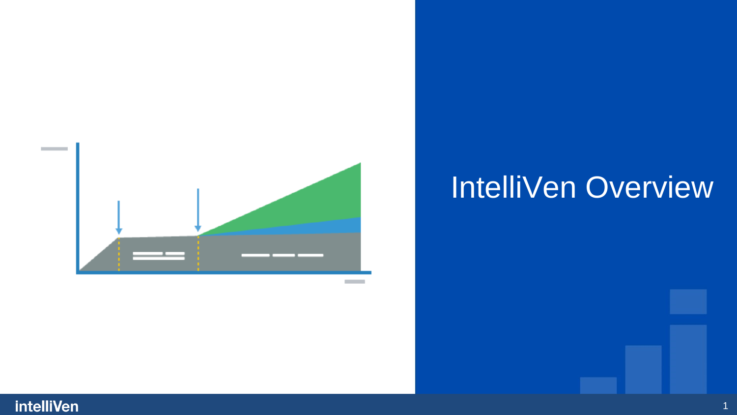# IntelliVen Overview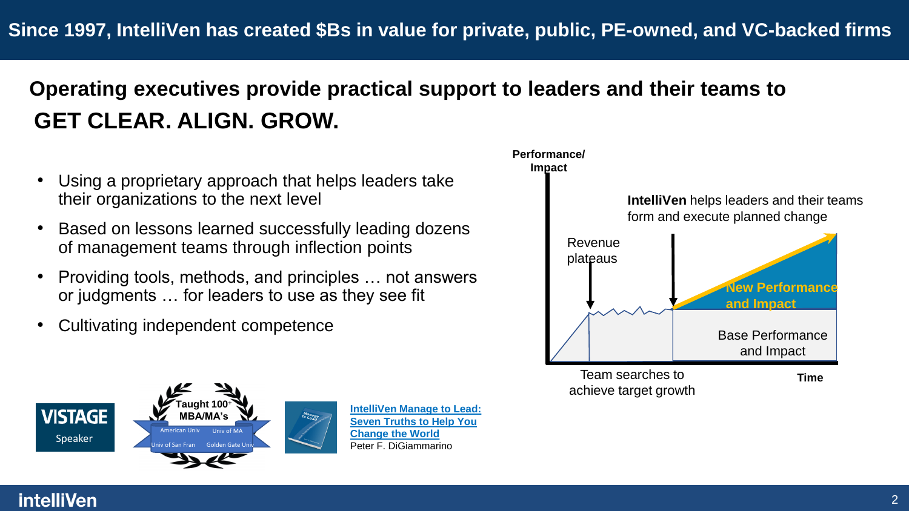# Since 1997, IntelliVen has created $Bs in value for private, public, PE-owned, and VC-backed firms

## Operating executives provide practical support to leaders and their teams to GET CLEAR. ALIGN. GROW.

- Using a proprietary approach that helps leaders take their organizations to the next level
- Based on lessons learned successfully leading dozens of management teams through inflection points
- Providing tools, methods, and principles … not answers or judgments … for leaders to use as they see fit
- Cultivating independent competence

Performance/ Impact

**IntelliVen** helps leaders and their teams form and execute planned change

Revenue plateaus

**New Performance and Impact**

Base Performance and Impact

Team searches to achieve target growth

**Time**

VISTAGE Speaker

Taught 100+ MBA/MA's

American Univ, Univ of MA, Univ of San Fran, Golden Gate Univ

**IntelliVen Manage to Lead: Seven Truths to Help You Change the World**
Peter F. DiGiammarino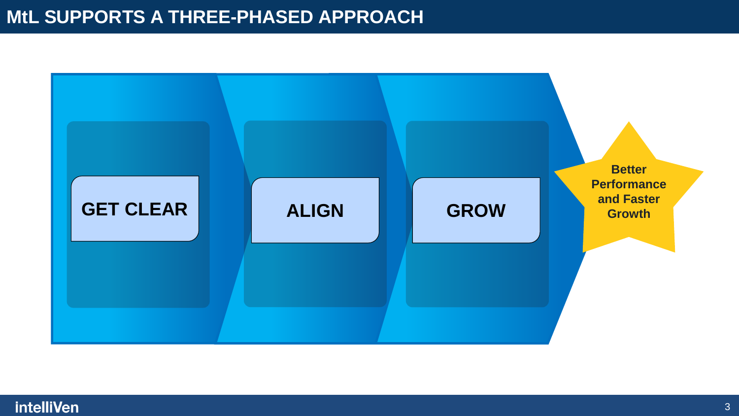# MtL SUPPORTS A THREE-PHASED APPROACH

GET CLEAR

ALIGN

GROW

Better Performance and Faster Growth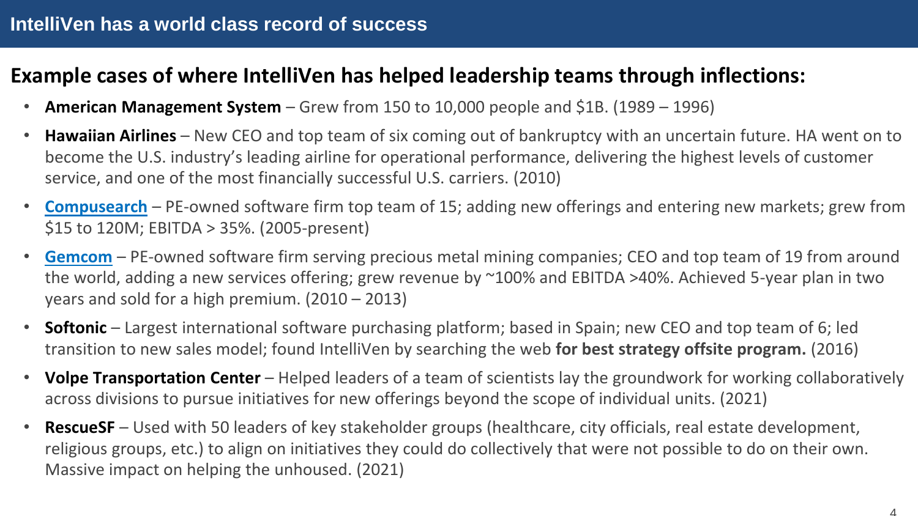# IntelliVen has a world class record of success

## Example cases of where IntelliVen has helped leadership teams through inflections:

- **American Management System** – Grew from 150 to 10,000 people and $1B. (1989 – 1996)
- **Hawaiian Airlines** – New CEO and top team of six coming out of bankruptcy with an uncertain future. HA went on to become the U.S. industry's leading airline for operational performance, delivering the highest levels of customer service, and one of the most financially successful U.S. carriers. (2010)
- **Compusearch** – PE-owned software firm top team of 15; adding new offerings and entering new markets; grew from $15 to 120M; EBITDA > 35%. (2005-present)
- **Gemcom** – PE-owned software firm serving precious metal mining companies; CEO and top team of 19 from around the world, adding a new services offering; grew revenue by ~100% and EBITDA >40%. Achieved 5-year plan in two years and sold for a high premium. (2010 – 2013)
- **Softonic** – Largest international software purchasing platform; based in Spain; new CEO and top team of 6; led transition to new sales model; found IntelliVen by searching the web **for best strategy offsite program.** (2016)
- **Volpe Transportation Center** – Helped leaders of a team of scientists lay the groundwork for working collaboratively across divisions to pursue initiatives for new offerings beyond the scope of individual units. (2021)
- **RescueSF** – Used with 50 leaders of key stakeholder groups (healthcare, city officials, real estate development, religious groups, etc.) to align on initiatives they could do collectively that were not possible to do on their own. Massive impact on helping the unhoused. (2021)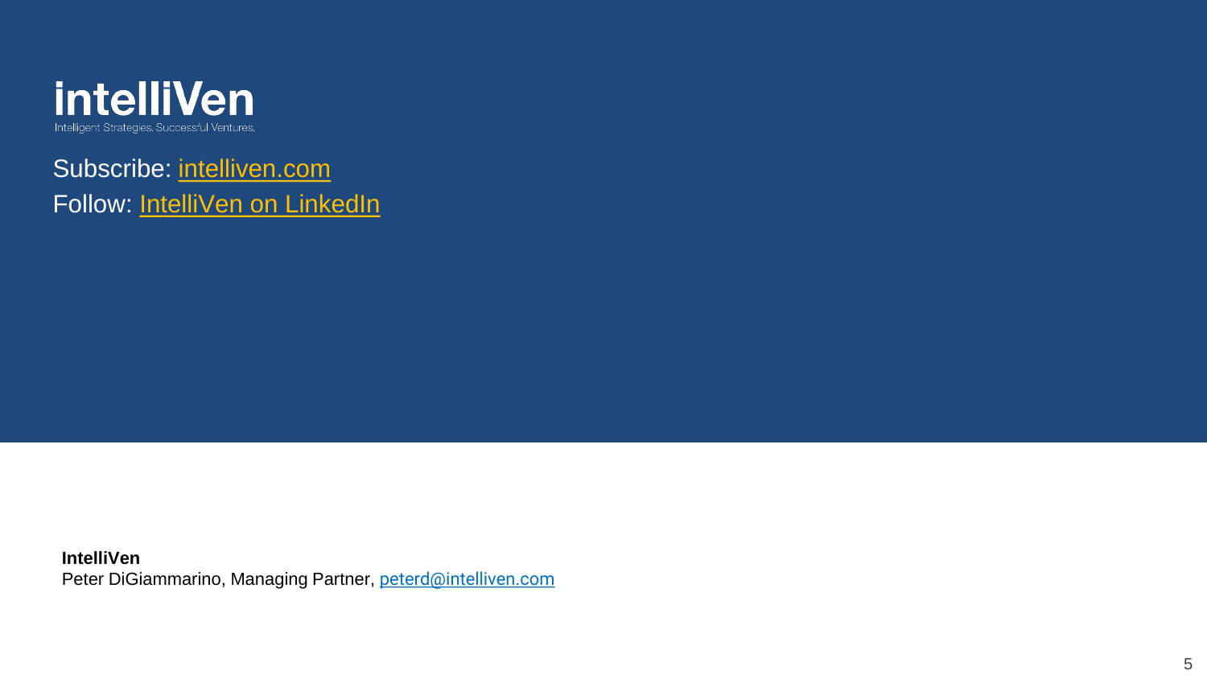**intelliVen**
Intelligent Strategies. Successful Ventures.

Subscribe: intelliven.com
Follow: IntelliVen on LinkedIn

**IntelliVen**
Peter DiGiammarino, Managing Partner, peterd@intelliven.com